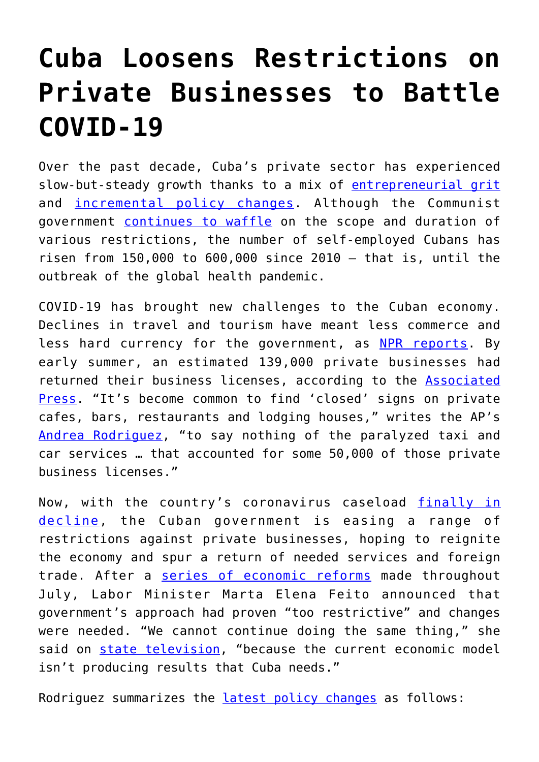# Cuba Loosens Restrictions on Private Businesses to Battle COVID-19

Over the past decade, Cuba's private sector has experienced slow-but-steady growth thanks to a mix of entrepreneurial grit and incremental policy changes. Although the Communist government continues to waffle on the scope and duration of various restrictions, the number of self-employed Cubans has risen from 150,000 to 600,000 since 2010 — that is, until the outbreak of the global health pandemic.

COVID-19 has brought new challenges to the Cuban economy. Declines in travel and tourism have meant less commerce and less hard currency for the government, as NPR reports. By early summer, an estimated 139,000 private businesses had returned their business licenses, according to the Associated Press. "It's become common to find 'closed' signs on private cafes, bars, restaurants and lodging houses," writes the AP's Andrea Rodriguez, "to say nothing of the paralyzed taxi and car services … that accounted for some 50,000 of those private business licenses."

Now, with the country's coronavirus caseload finally in decline, the Cuban government is easing a range of restrictions against private businesses, hoping to reignite the economy and spur a return of needed services and foreign trade. After a series of economic reforms made throughout July, Labor Minister Marta Elena Feito announced that government's approach had proven "too restrictive" and changes were needed. "We cannot continue doing the same thing," she said on state television, "because the current economic model isn't producing results that Cuba needs."

Rodriguez summarizes the latest policy changes as follows: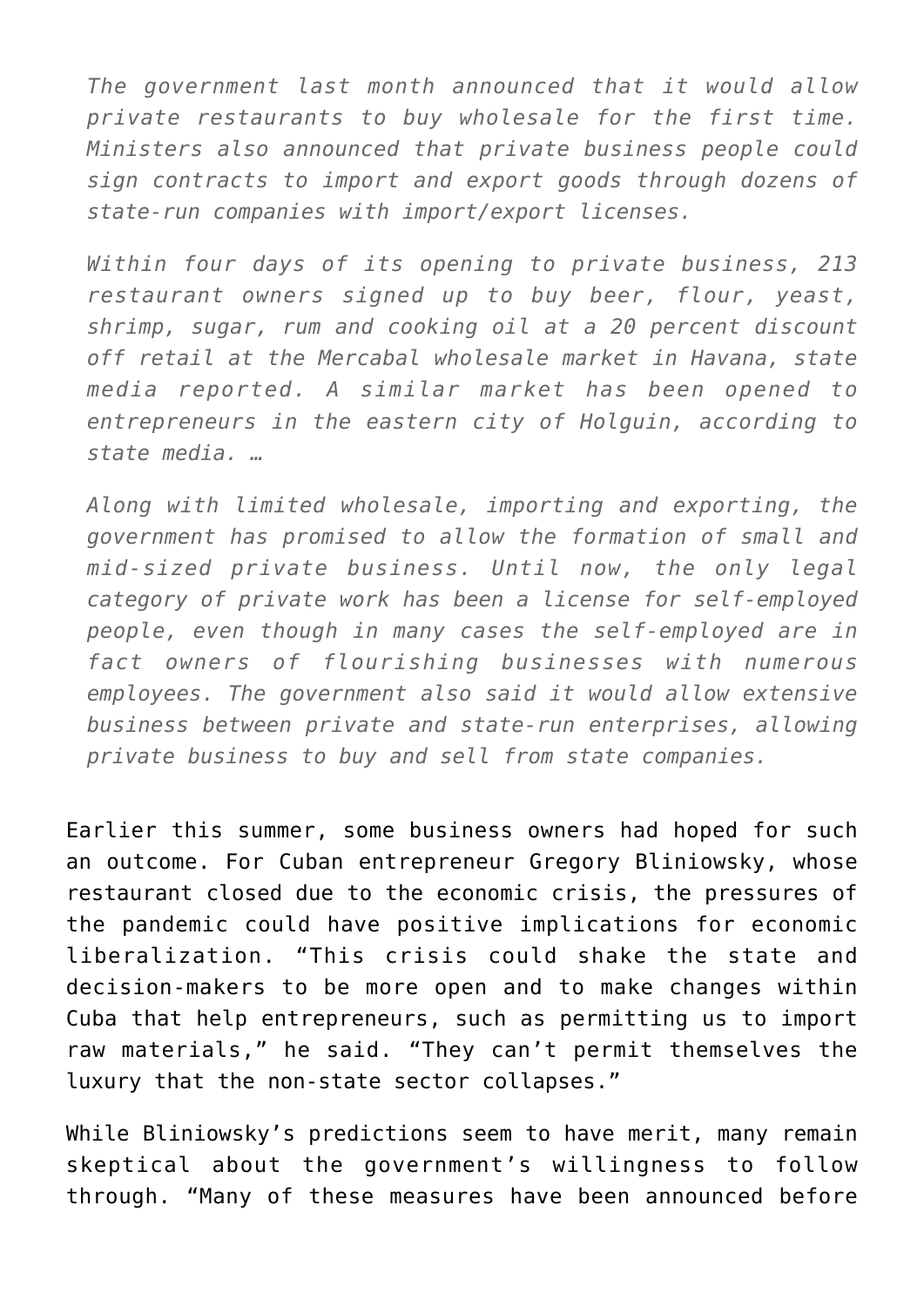> *The government last month announced that it would allow private restaurants to buy wholesale for the first time. Ministers also announced that private business people could sign contracts to import and export goods through dozens of state-run companies with import/export licenses.*
>
> *Within four days of its opening to private business, 213 restaurant owners signed up to buy beer, flour, yeast, shrimp, sugar, rum and cooking oil at a 20 percent discount off retail at the Mercabal wholesale market in Havana, state media reported. A similar market has been opened to entrepreneurs in the eastern city of Holguin, according to state media. …*
>
> *Along with limited wholesale, importing and exporting, the government has promised to allow the formation of small and mid-sized private business. Until now, the only legal category of private work has been a license for self-employed people, even though in many cases the self-employed are in fact owners of flourishing businesses with numerous employees. The government also said it would allow extensive business between private and state-run enterprises, allowing private business to buy and sell from state companies.*

Earlier this summer, some business owners had hoped for such an outcome. For Cuban entrepreneur Gregory Bliniowsky, whose restaurant closed due to the economic crisis, the pressures of the pandemic could have positive implications for economic liberalization. "This crisis could shake the state and decision-makers to be more open and to make changes within Cuba that help entrepreneurs, such as permitting us to import raw materials," he said. "They can't permit themselves the luxury that the non-state sector collapses."

While Bliniowsky's predictions seem to have merit, many remain skeptical about the government's willingness to follow through. "Many of these measures have been announced before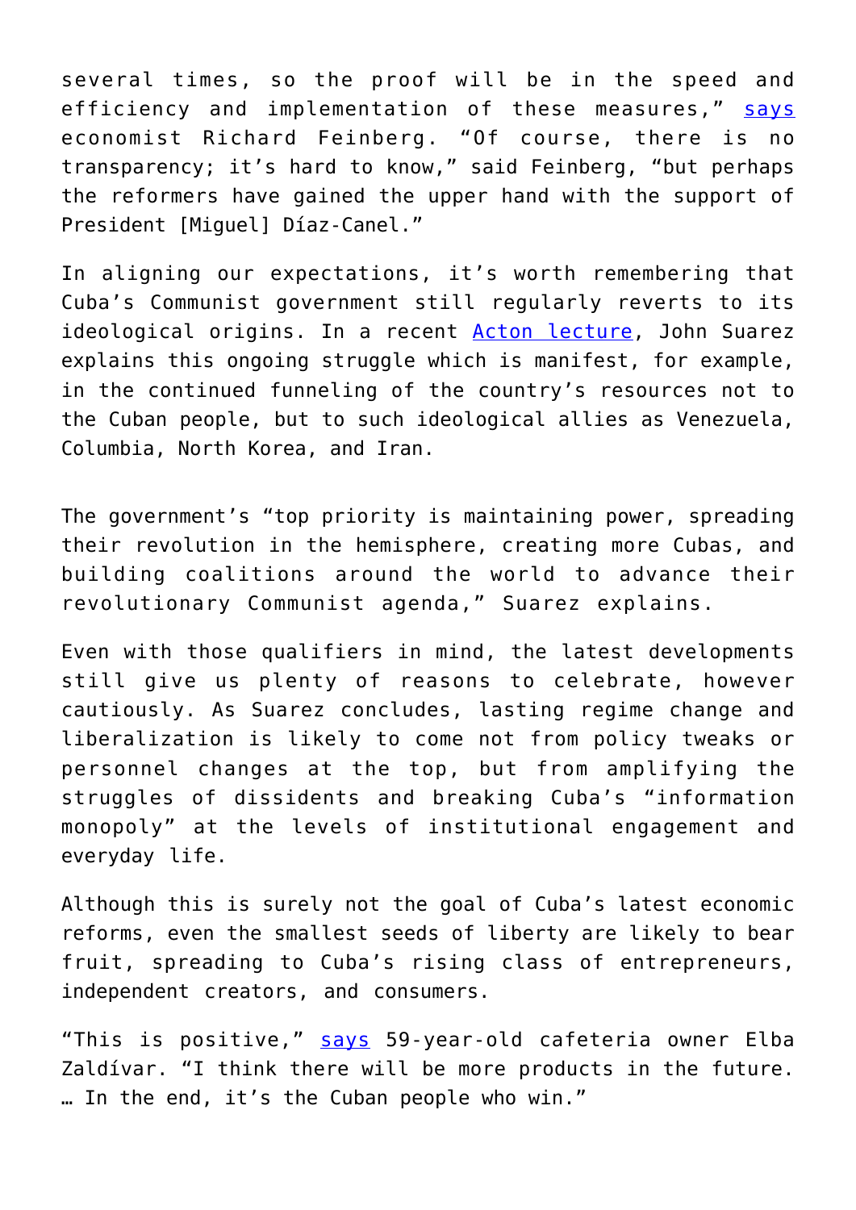several times, so the proof will be in the speed and efficiency and implementation of these measures," [says](#) economist Richard Feinberg. "Of course, there is no transparency; it's hard to know," said Feinberg, "but perhaps the reformers have gained the upper hand with the support of President [Miguel] Díaz-Canel."

In aligning our expectations, it's worth remembering that Cuba's Communist government still regularly reverts to its ideological origins. In a recent [Acton lecture](#), John Suarez explains this ongoing struggle which is manifest, for example, in the continued funneling of the country's resources not to the Cuban people, but to such ideological allies as Venezuela, Columbia, North Korea, and Iran.

The government's "top priority is maintaining power, spreading their revolution in the hemisphere, creating more Cubas, and building coalitions around the world to advance their revolutionary Communist agenda," Suarez explains.

Even with those qualifiers in mind, the latest developments still give us plenty of reasons to celebrate, however cautiously. As Suarez concludes, lasting regime change and liberalization is likely to come not from policy tweaks or personnel changes at the top, but from amplifying the struggles of dissidents and breaking Cuba's "information monopoly" at the levels of institutional engagement and everyday life.

Although this is surely not the goal of Cuba's latest economic reforms, even the smallest seeds of liberty are likely to bear fruit, spreading to Cuba's rising class of entrepreneurs, independent creators, and consumers.

"This is positive," [says](#) 59-year-old cafeteria owner Elba Zaldívar. "I think there will be more products in the future. … In the end, it's the Cuban people who win."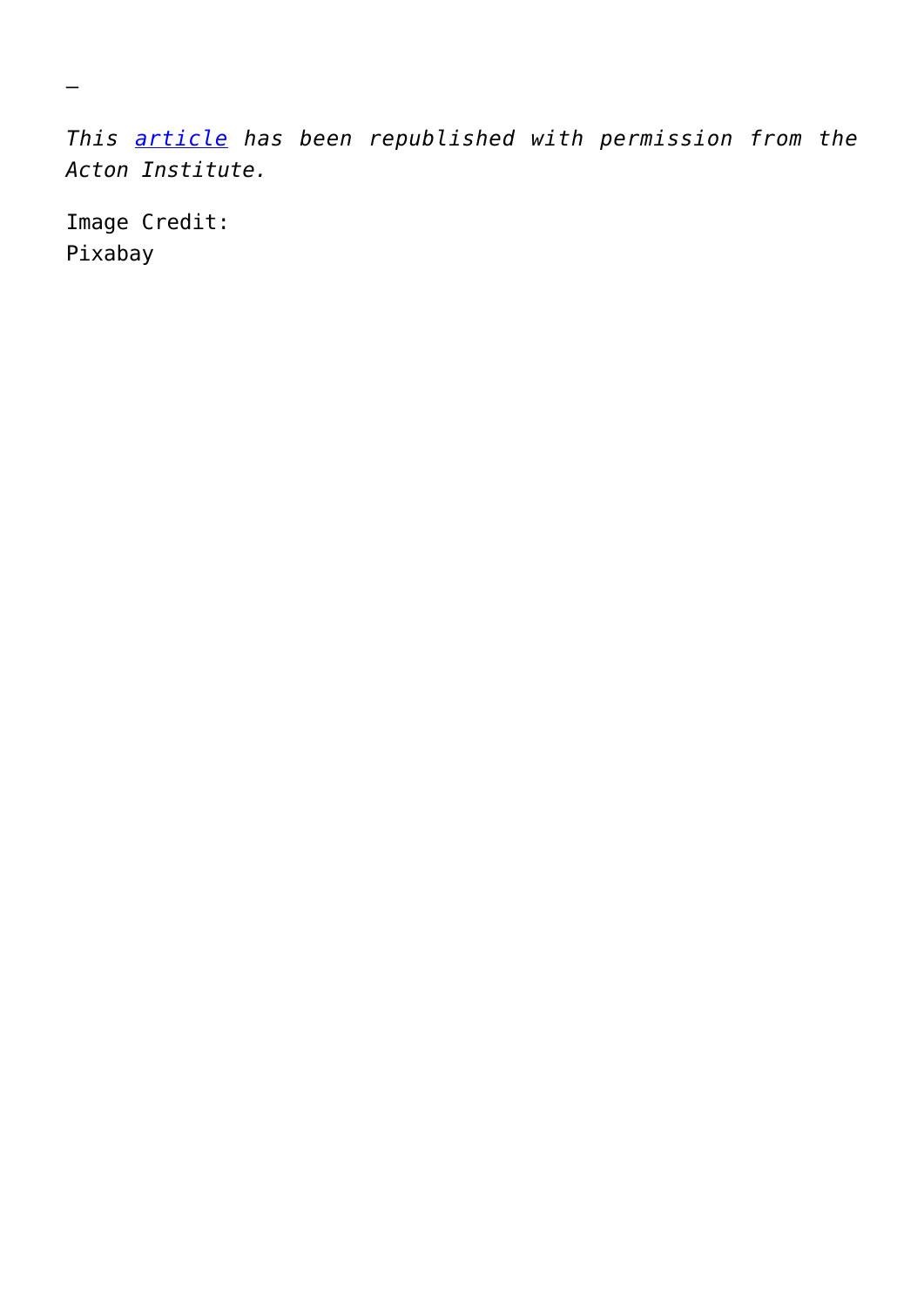—

*This article has been republished with permission from the Acton Institute.*

Image Credit:
Pixabay